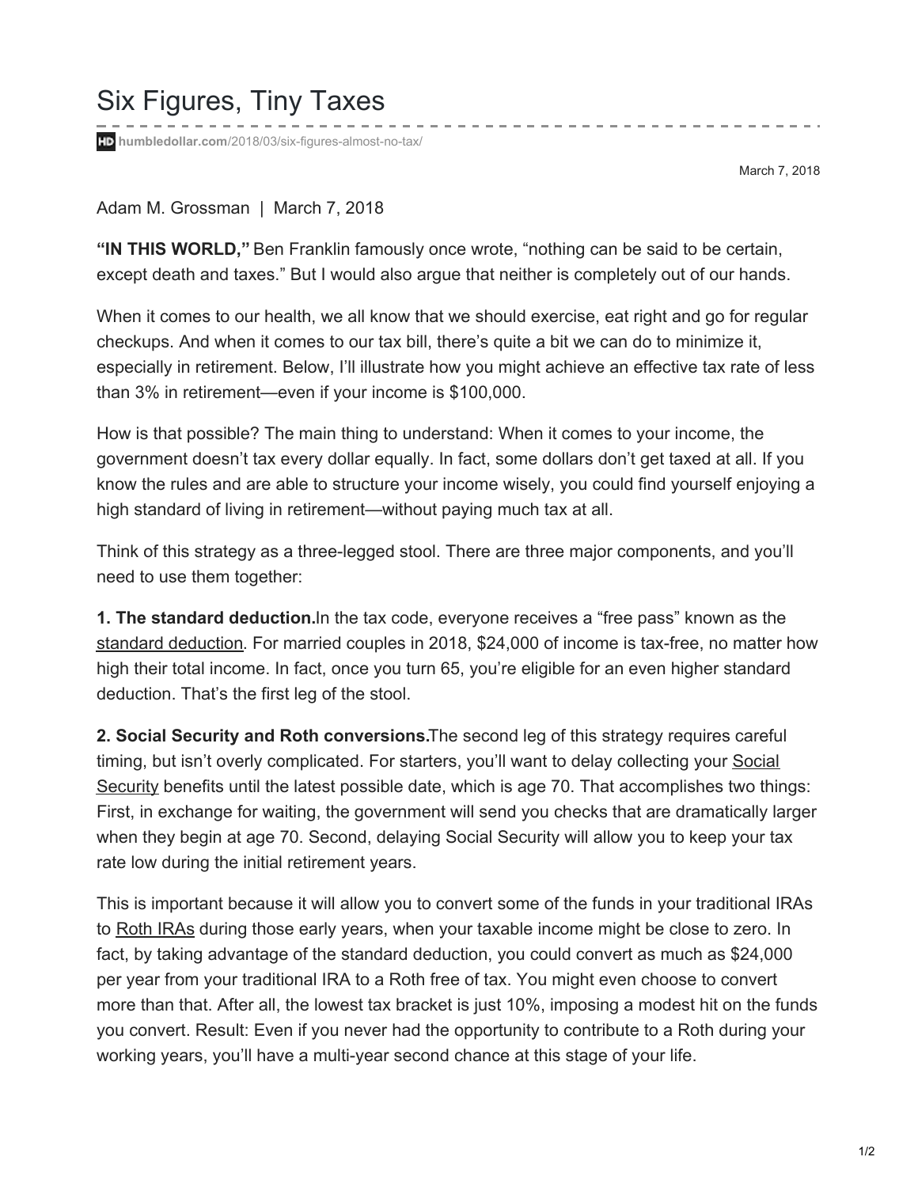# Six Figures, Tiny Taxes

humbledollar.com/2018/03/six-figures-almost-no-tax/

March 7, 2018

Adam M. Grossman | March 7, 2018

**"IN THIS WORLD,"** Ben Franklin famously once wrote, "nothing can be said to be certain, except death and taxes." But I would also argue that neither is completely out of our hands.

When it comes to our health, we all know that we should exercise, eat right and go for regular checkups. And when it comes to our tax bill, there's quite a bit we can do to minimize it, especially in retirement. Below, I'll illustrate how you might achieve an effective tax rate of less than 3% in retirement—even if your income is $100,000.

How is that possible? The main thing to understand: When it comes to your income, the government doesn't tax every dollar equally. In fact, some dollars don't get taxed at all. If you know the rules and are able to structure your income wisely, you could find yourself enjoying a high standard of living in retirement—without paying much tax at all.

Think of this strategy as a three-legged stool. There are three major components, and you'll need to use them together:

**1. The standard deduction.**In the tax code, everyone receives a "free pass" known as the standard deduction. For married couples in 2018, $24,000 of income is tax-free, no matter how high their total income. In fact, once you turn 65, you're eligible for an even higher standard deduction. That's the first leg of the stool.

**2. Social Security and Roth conversions.**The second leg of this strategy requires careful timing, but isn't overly complicated. For starters, you'll want to delay collecting your Social Security benefits until the latest possible date, which is age 70. That accomplishes two things: First, in exchange for waiting, the government will send you checks that are dramatically larger when they begin at age 70. Second, delaying Social Security will allow you to keep your tax rate low during the initial retirement years.

This is important because it will allow you to convert some of the funds in your traditional IRAs to Roth IRAs during those early years, when your taxable income might be close to zero. In fact, by taking advantage of the standard deduction, you could convert as much as $24,000 per year from your traditional IRA to a Roth free of tax. You might even choose to convert more than that. After all, the lowest tax bracket is just 10%, imposing a modest hit on the funds you convert. Result: Even if you never had the opportunity to contribute to a Roth during your working years, you'll have a multi-year second chance at this stage of your life.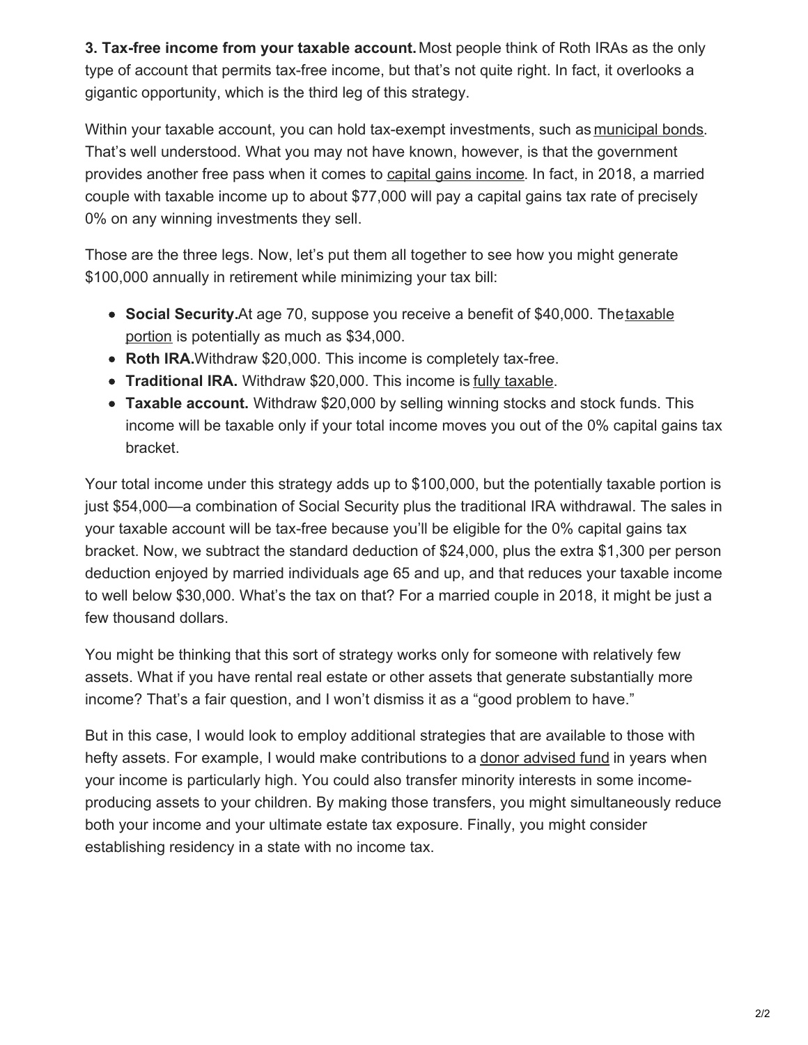**3. Tax-free income from your taxable account.** Most people think of Roth IRAs as the only type of account that permits tax-free income, but that's not quite right. In fact, it overlooks a gigantic opportunity, which is the third leg of this strategy.

Within your taxable account, you can hold tax-exempt investments, such as municipal bonds. That's well understood. What you may not have known, however, is that the government provides another free pass when it comes to capital gains income. In fact, in 2018, a married couple with taxable income up to about $77,000 will pay a capital gains tax rate of precisely 0% on any winning investments they sell.

Those are the three legs. Now, let's put them all together to see how you might generate $100,000 annually in retirement while minimizing your tax bill:

- **Social Security.** At age 70, suppose you receive a benefit of $40,000. The taxable portion is potentially as much as $34,000.
- **Roth IRA.** Withdraw $20,000. This income is completely tax-free.
- **Traditional IRA.** Withdraw $20,000. This income is fully taxable.
- **Taxable account.** Withdraw $20,000 by selling winning stocks and stock funds. This income will be taxable only if your total income moves you out of the 0% capital gains tax bracket.

Your total income under this strategy adds up to $100,000, but the potentially taxable portion is just $54,000—a combination of Social Security plus the traditional IRA withdrawal. The sales in your taxable account will be tax-free because you'll be eligible for the 0% capital gains tax bracket. Now, we subtract the standard deduction of $24,000, plus the extra $1,300 per person deduction enjoyed by married individuals age 65 and up, and that reduces your taxable income to well below $30,000. What's the tax on that? For a married couple in 2018, it might be just a few thousand dollars.

You might be thinking that this sort of strategy works only for someone with relatively few assets. What if you have rental real estate or other assets that generate substantially more income? That's a fair question, and I won't dismiss it as a "good problem to have."

But in this case, I would look to employ additional strategies that are available to those with hefty assets. For example, I would make contributions to a donor advised fund in years when your income is particularly high. You could also transfer minority interests in some income-producing assets to your children. By making those transfers, you might simultaneously reduce both your income and your ultimate estate tax exposure. Finally, you might consider establishing residency in a state with no income tax.